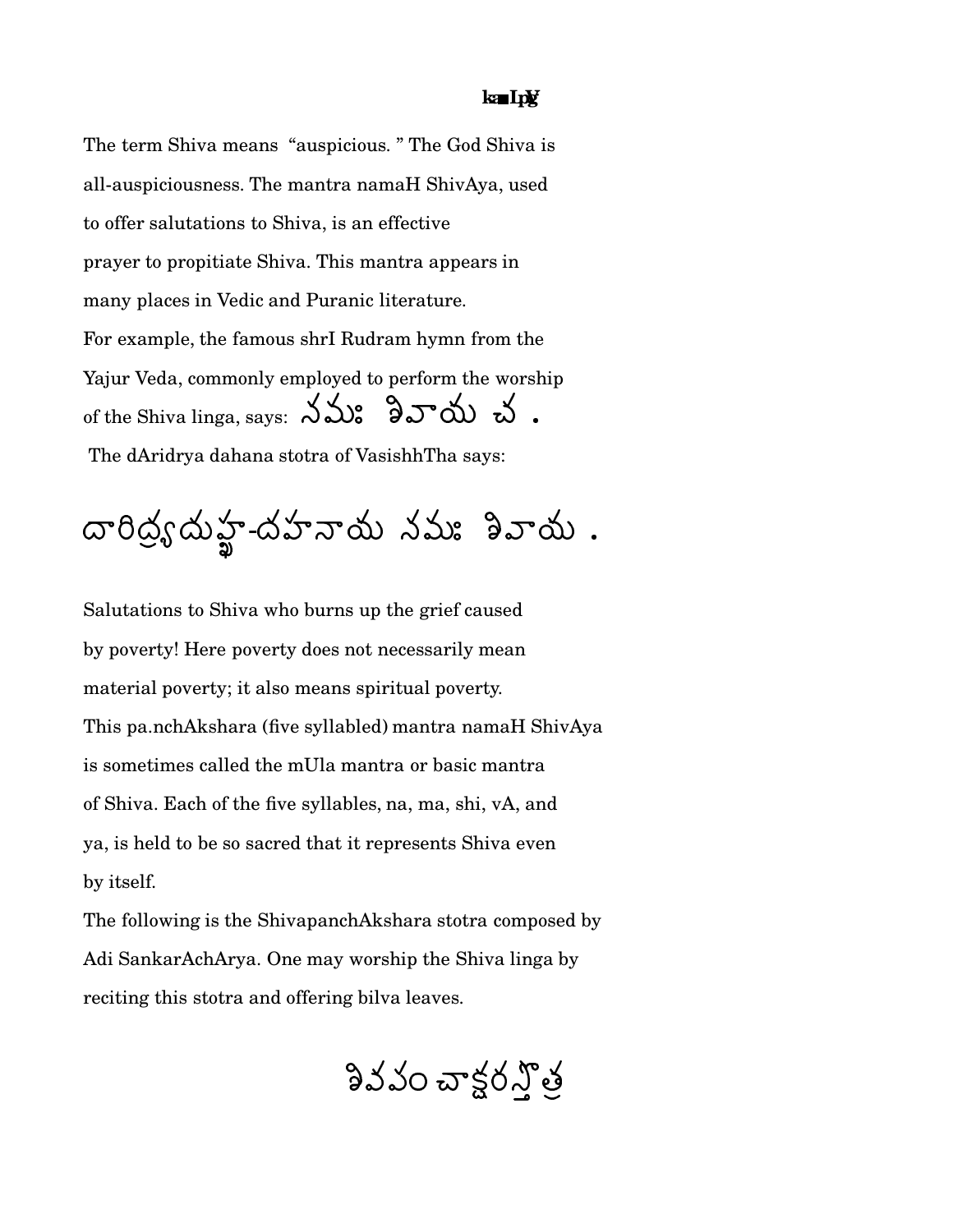The term Shiva means "auspicious. " The God Shiva is all-auspiciousness. The mantra namaH ShivAya, used to offer salutations to Shiva, is an effective prayer to propitiate Shiva. This mantra appears in many places in Vedic and Puranic literature. For example, the famous shrI Rudram hymn from the Yajur Veda, commonly employed to perform the worship of the Shiva linga, says: నమః శివాయ చ .

The dAridrya dahana stotra of VasishhTha says:

దారిద్ర్యదుఃఖ-దహనాయ నమః శివాయ .

Salutations to Shiva who burns up the grief caused by poverty! Here poverty does not necessarily mean material poverty; it also means spiritual poverty. This pa.nchAkshara (five syllabled) mantra namaH ShivAya is sometimes called the mUla mantra or basic mantra of Shiva. Each of the five syllables, na, ma, shi, vA, and ya, is held to be so sacred that it represents Shiva even by itself.

The following is the ShivapanchAkshara stotra composed by Adi SankarAchArya. One may worship the Shiva linga by reciting this stotra and offering bilva leaves.

# శివపంచాక్షరస్తోత్ర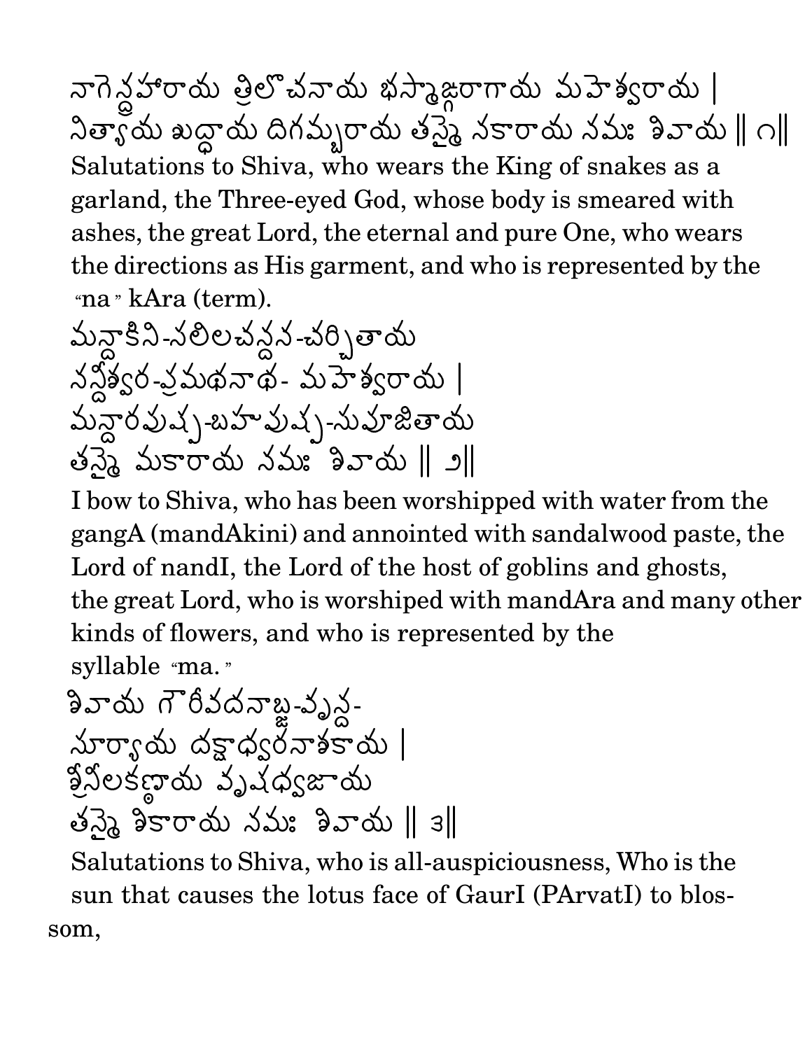నాగేన్ద్రహారాయ త్రిలోచనాయ భస్మాఙ్గరాగాయ మహేశ్వరాయ |
నిత్యాయ శుద్ధాయ దిగమ్బరాయ తస్మై నకారాయ నమః శివాయ ‖ ౧‖

Salutations to Shiva, who wears the King of snakes as a garland, the Three-eyed God, whose body is smeared with ashes, the great Lord, the eternal and pure One, who wears the directions as His garment, and who is represented by the "na" kAra (term).

మన్దాకిని-సలిలచన్దన-చర్చితాయ
నన్దీశ్వర-ప్రమథనాథ- మహేశ్వరాయ |
మన్దారపుష్ప-బహుపుష్ప-సుపూజితాయ
తస్మై మకారాయ నమః శివాయ ‖ ౨‖

I bow to Shiva, who has been worshipped with water from the gangA (mandAkini) and annointed with sandalwood paste, the Lord of nandI, the Lord of the host of goblins and ghosts, the great Lord, who is worshiped with mandAra and many other kinds of flowers, and who is represented by the syllable "ma."

శివాయ గౌరీవదనాబ్జ-వృన్ద-
సూర్యాయ దక్షాధ్వరనాశకాయ |
శ్రీనీలకణ్ఠాయ వృషధ్వజాయ
తస్మై శికారాయ నమః శివాయ ‖ ౩‖

Salutations to Shiva, who is all-auspiciousness, Who is the sun that causes the lotus face of GaurI (PArvatI) to blossom,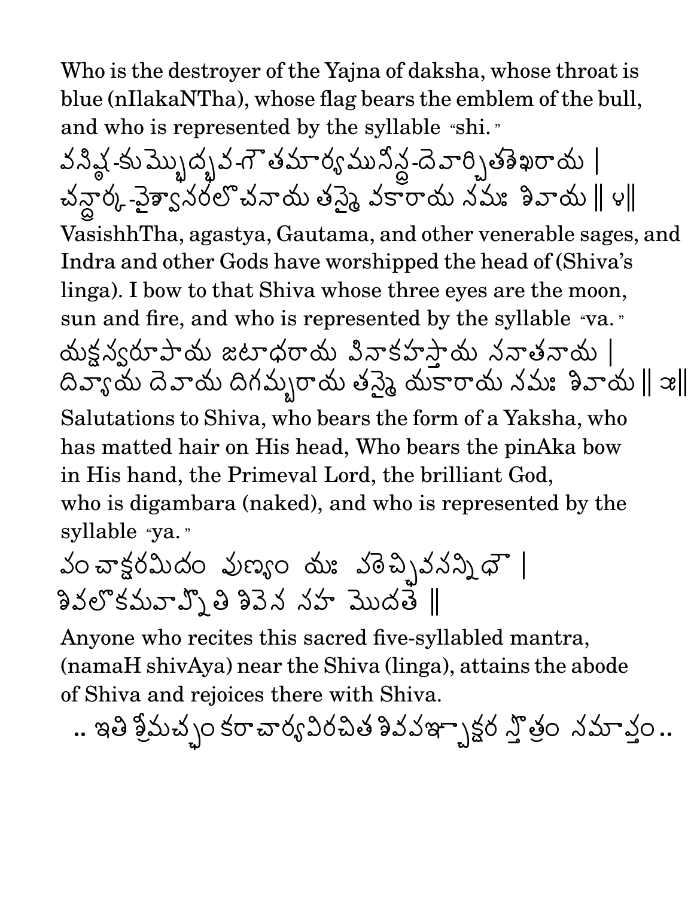Who is the destroyer of the Yajna of daksha, whose throat is blue (nIlakaNTha), whose flag bears the emblem of the bull, and who is represented by the syllable "shi."

వసిష్ఠ-కుమ్భోద్భవ-గౌతమార్యమునీన్ద్ర-దేవార్చితశేఖరాయ |
చన్ద్రార్క-వైశ్వానరలోచనాయ తస్మై వకారాయ నమః శివాయ || ౪||

VasishhTha, agastya, Gautama, and other venerable sages, and Indra and other Gods have worshipped the head of (Shiva's linga). I bow to that Shiva whose three eyes are the moon, sun and fire, and who is represented by the syllable "va."

యక్షస్వరూపాయ జటాధరాయ పినాకహస్తాయ సనాతనాయ |
దివ్యాయ దేవాయ దిగమ్బరాయ తస్మై యకారాయ నమః శివాయ || ౫||

Salutations to Shiva, who bears the form of a Yaksha, who has matted hair on His head, Who bears the pinAka bow in His hand, the Primeval Lord, the brilliant God, who is digambara (naked), and who is represented by the syllable "ya."

పఞ్చాక్షరమిదం పుణ్యం యః పఠేచ్ఛివసన్నిధౌ |
శివలోకమవాప్నోతి శివేన సహ మోదతే ||

Anyone who recites this sacred five-syllabled mantra, (namaH shivAya) near the Shiva (linga), attains the abode of Shiva and rejoices there with Shiva.

.. ఇతి శ్రీమచ్ఛంకరాచార్యవిరచిత శివపఞ్చాక్షర స్తోత్రం సమాప్తం ..